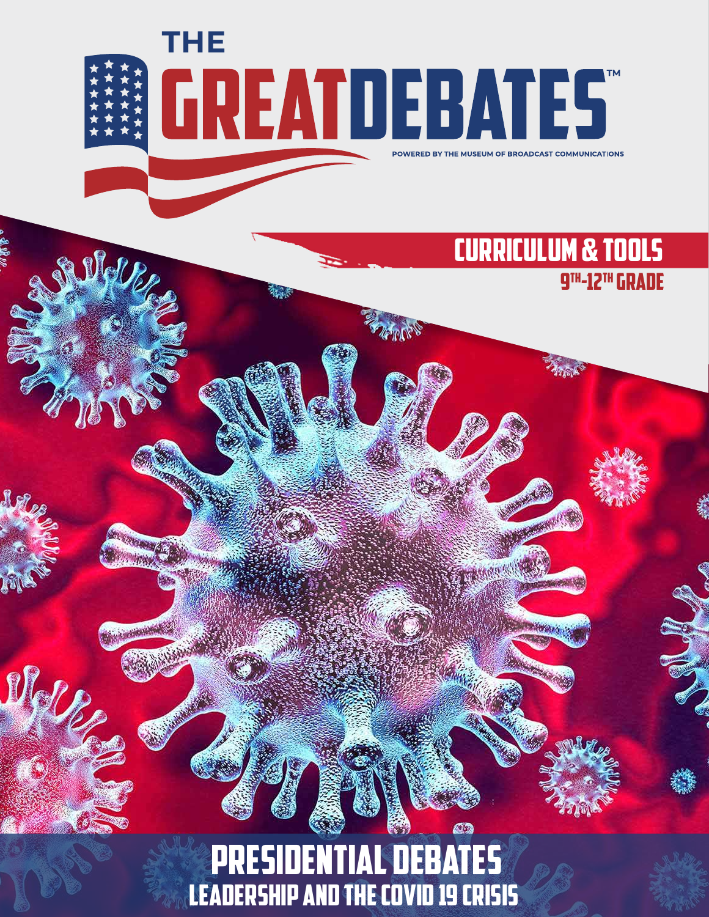# THE GREAT DEBATES™

POWERED BY THE MUSEUM OF BROADCAST COMMUNICATIONS

## CURRICULUM & TOOLS

9TH-12TH GRADE

# PRESIDENTIAL DEBATES

## LEADERSHIP AND THE COVID 19 CRISIS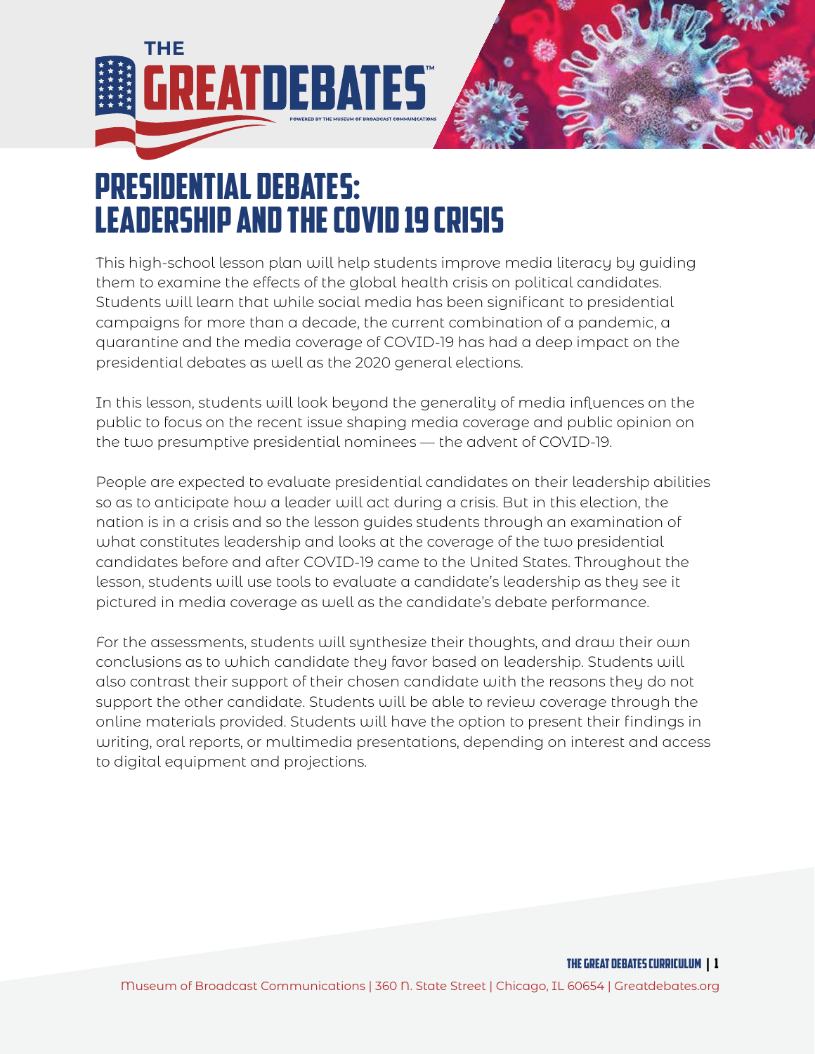# Presidential Debates: Leadership and the COVID 19 Crisis

This high-school lesson plan will help students improve media literacy by guiding them to examine the effects of the global health crisis on political candidates. Students will learn that while social media has been significant to presidential campaigns for more than a decade, the current combination of a pandemic, a quarantine and the media coverage of COVID-19 has had a deep impact on the presidential debates as well as the 2020 general elections.

In this lesson, students will look beyond the generality of media influences on the public to focus on the recent issue shaping media coverage and public opinion on the two presumptive presidential nominees — the advent of COVID-19.

People are expected to evaluate presidential candidates on their leadership abilities so as to anticipate how a leader will act during a crisis. But in this election, the nation is in a crisis and so the lesson guides students through an examination of what constitutes leadership and looks at the coverage of the two presidential candidates before and after COVID-19 came to the United States. Throughout the lesson, students will use tools to evaluate a candidate's leadership as they see it pictured in media coverage as well as the candidate's debate performance.

For the assessments, students will synthesize their thoughts, and draw their own conclusions as to which candidate they favor based on leadership. Students will also contrast their support of their chosen candidate with the reasons they do not support the other candidate. Students will be able to review coverage through the online materials provided. Students will have the option to present their findings in writing, oral reports, or multimedia presentations, depending on interest and access to digital equipment and projections.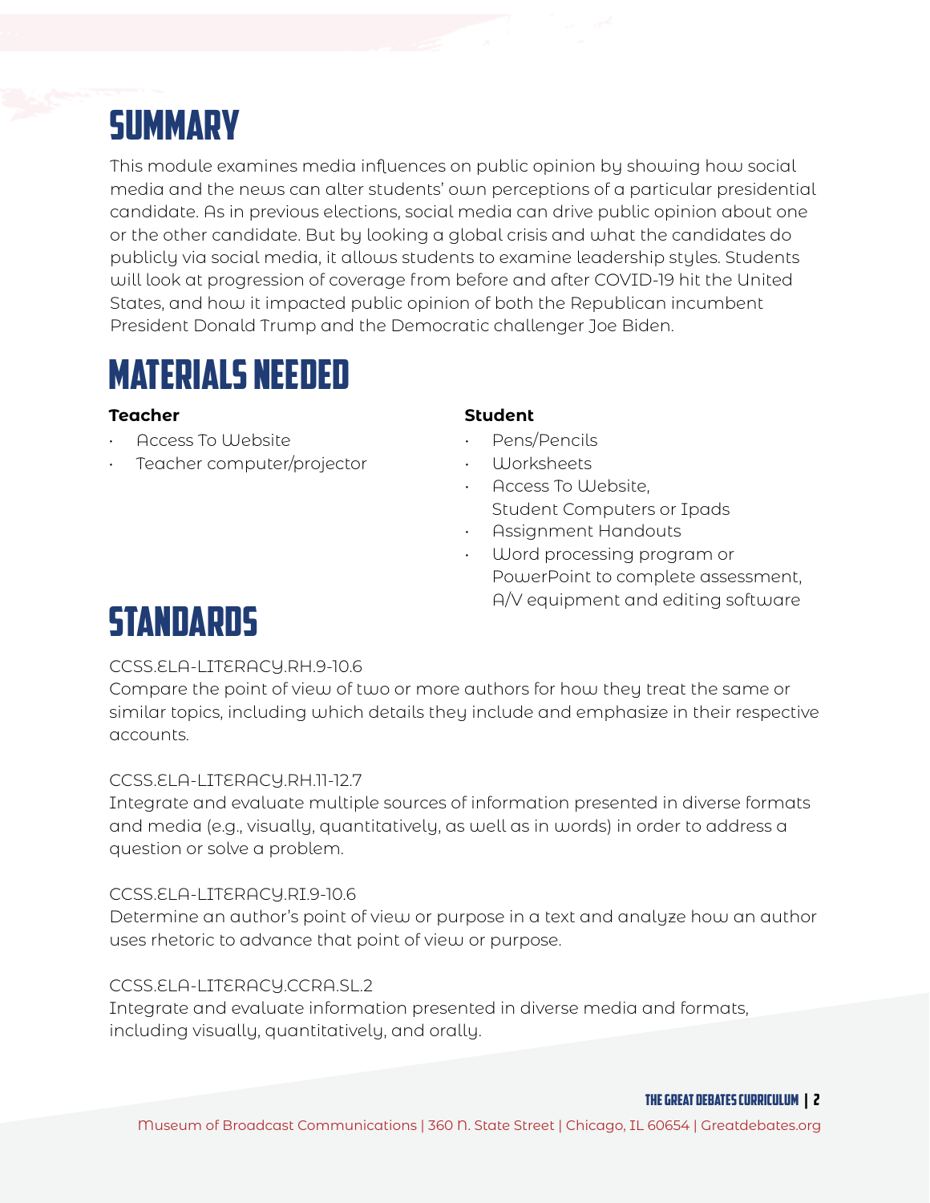# SUMMARY

This module examines media influences on public opinion by showing how social media and the news can alter students' own perceptions of a particular presidential candidate. As in previous elections, social media can drive public opinion about one or the other candidate. But by looking a global crisis and what the candidates do publicly via social media, it allows students to examine leadership styles. Students will look at progression of coverage from before and after COVID-19 hit the United States, and how it impacted public opinion of both the Republican incumbent President Donald Trump and the Democratic challenger Joe Biden.

# MATERIALS NEEDED

**Teacher**

- Access To Website
- Teacher computer/projector

**Student**

- Pens/Pencils
- Worksheets
- Access To Website, Student Computers or Ipads
- Assignment Handouts
- Word processing program or PowerPoint to complete assessment, A/V equipment and editing software

# STANDARDS

CCSS.ELA-LITERACY.RH.9-10.6
Compare the point of view of two or more authors for how they treat the same or similar topics, including which details they include and emphasize in their respective accounts.

CCSS.ELA-LITERACY.RH.11-12.7
Integrate and evaluate multiple sources of information presented in diverse formats and media (e.g., visually, quantitatively, as well as in words) in order to address a question or solve a problem.

CCSS.ELA-LITERACY.RI.9-10.6
Determine an author's point of view or purpose in a text and analyze how an author uses rhetoric to advance that point of view or purpose.

CCSS.ELA-LITERACY.CCRA.SL.2
Integrate and evaluate information presented in diverse media and formats, including visually, quantitatively, and orally.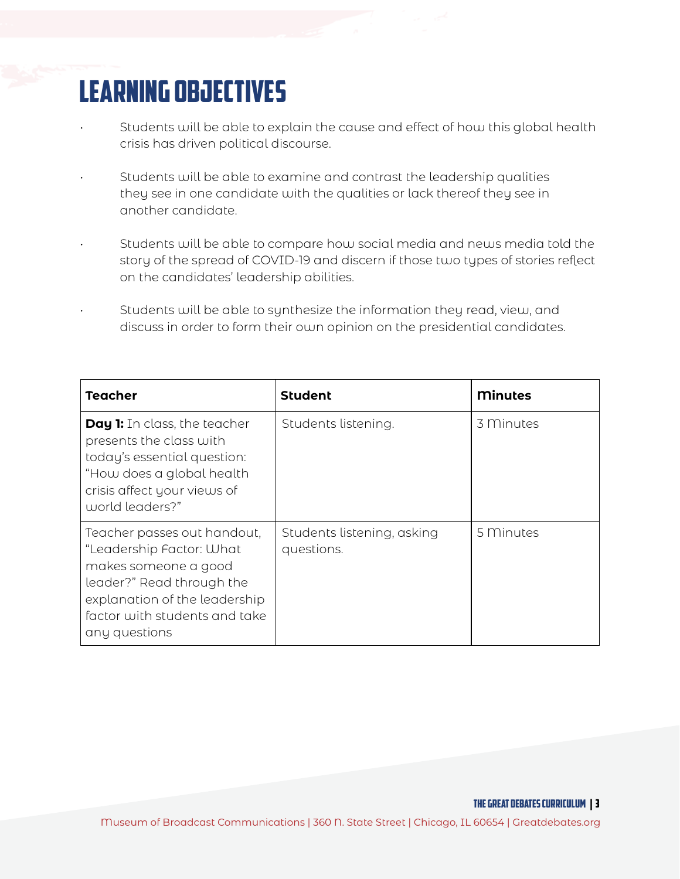# LEARNING OBJECTIVES

- Students will be able to explain the cause and effect of how this global health crisis has driven political discourse.
- Students will be able to examine and contrast the leadership qualities they see in one candidate with the qualities or lack thereof they see in another candidate.
- Students will be able to compare how social media and news media told the story of the spread of COVID-19 and discern if those two types of stories reflect on the candidates' leadership abilities.
- Students will be able to synthesize the information they read, view, and discuss in order to form their own opinion on the presidential candidates.

| Teacher | Student | Minutes |
|---|---|---|
| **Day 1:** In class, the teacher presents the class with today's essential question: "How does a global health crisis affect your views of world leaders?" | Students listening. | 3 Minutes |
| Teacher passes out handout, "Leadership Factor: What makes someone a good leader?" Read through the explanation of the leadership factor with students and take any questions | Students listening, asking questions. | 5 Minutes |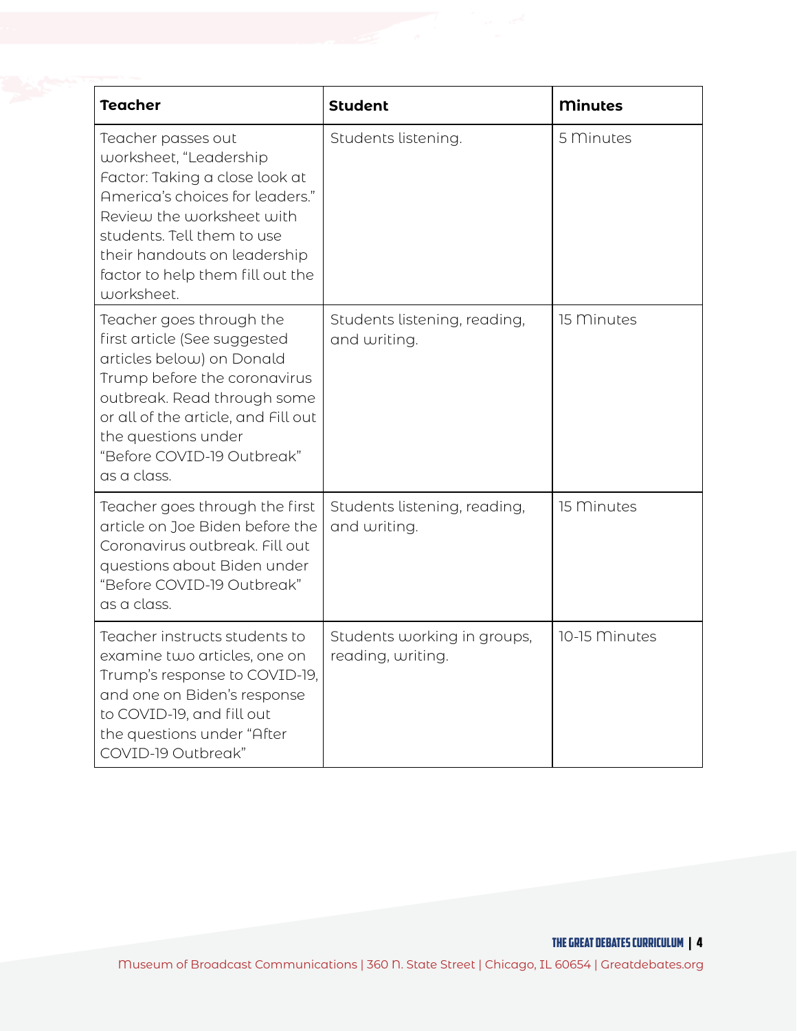| Teacher | Student | Minutes |
|---|---|---|
| Teacher passes out worksheet, "Leadership Factor: Taking a close look at America's choices for leaders." Review the worksheet with students. Tell them to use their handouts on leadership factor to help them fill out the worksheet. | Students listening. | 5 Minutes |
| Teacher goes through the first article (See suggested articles below) on Donald Trump before the coronavirus outbreak. Read through some or all of the article, and Fill out the questions under "Before COVID-19 Outbreak" as a class. | Students listening, reading, and writing. | 15 Minutes |
| Teacher goes through the first article on Joe Biden before the Coronavirus outbreak. Fill out questions about Biden under "Before COVID-19 Outbreak" as a class. | Students listening, reading, and writing. | 15 Minutes |
| Teacher instructs students to examine two articles, one on Trump's response to COVID-19, and one on Biden's response to COVID-19, and fill out the questions under "After COVID-19 Outbreak" | Students working in groups, reading, writing. | 10-15 Minutes |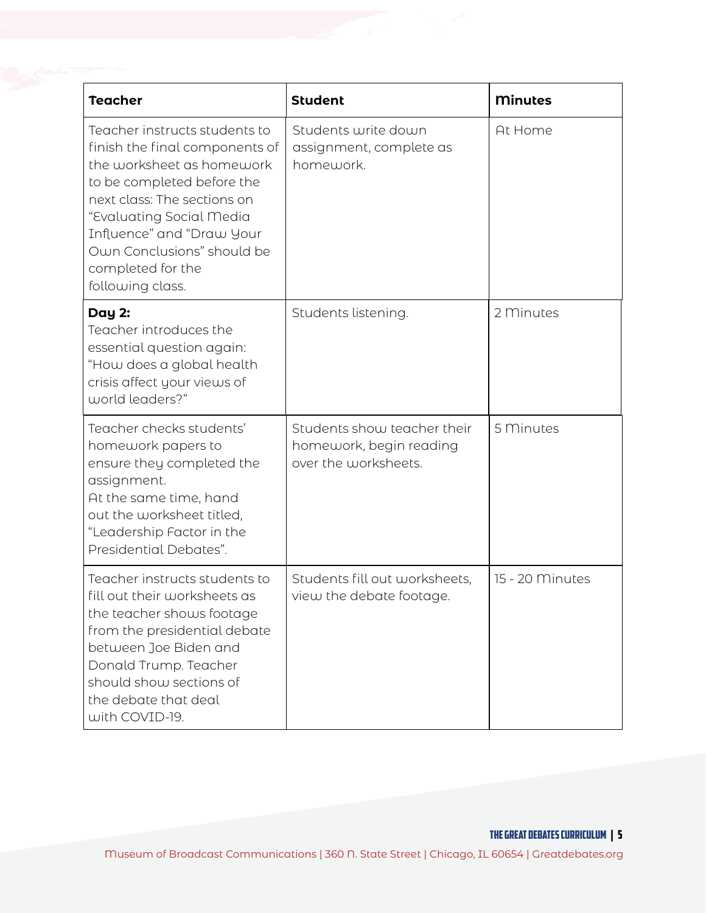| Teacher | Student | Minutes |
| --- | --- | --- |
| Teacher instructs students to finish the final components of the worksheet as homework to be completed before the next class: The sections on "Evaluating Social Media Influence" and "Draw Your Own Conclusions" should be completed for the following class. | Students write down assignment, complete as homework. | At Home |
| **Day 2:** Teacher introduces the essential question again: "How does a global health crisis affect your views of world leaders?" | Students listening. | 2 Minutes |
| Teacher checks students' homework papers to ensure they completed the assignment. At the same time, hand out the worksheet titled, "Leadership Factor in the Presidential Debates". | Students show teacher their homework, begin reading over the worksheets. | 5 Minutes |
| Teacher instructs students to fill out their worksheets as the teacher shows footage from the presidential debate between Joe Biden and Donald Trump. Teacher should show sections of the debate that deal with COVID-19. | Students fill out worksheets, view the debate footage. | 15 - 20 Minutes |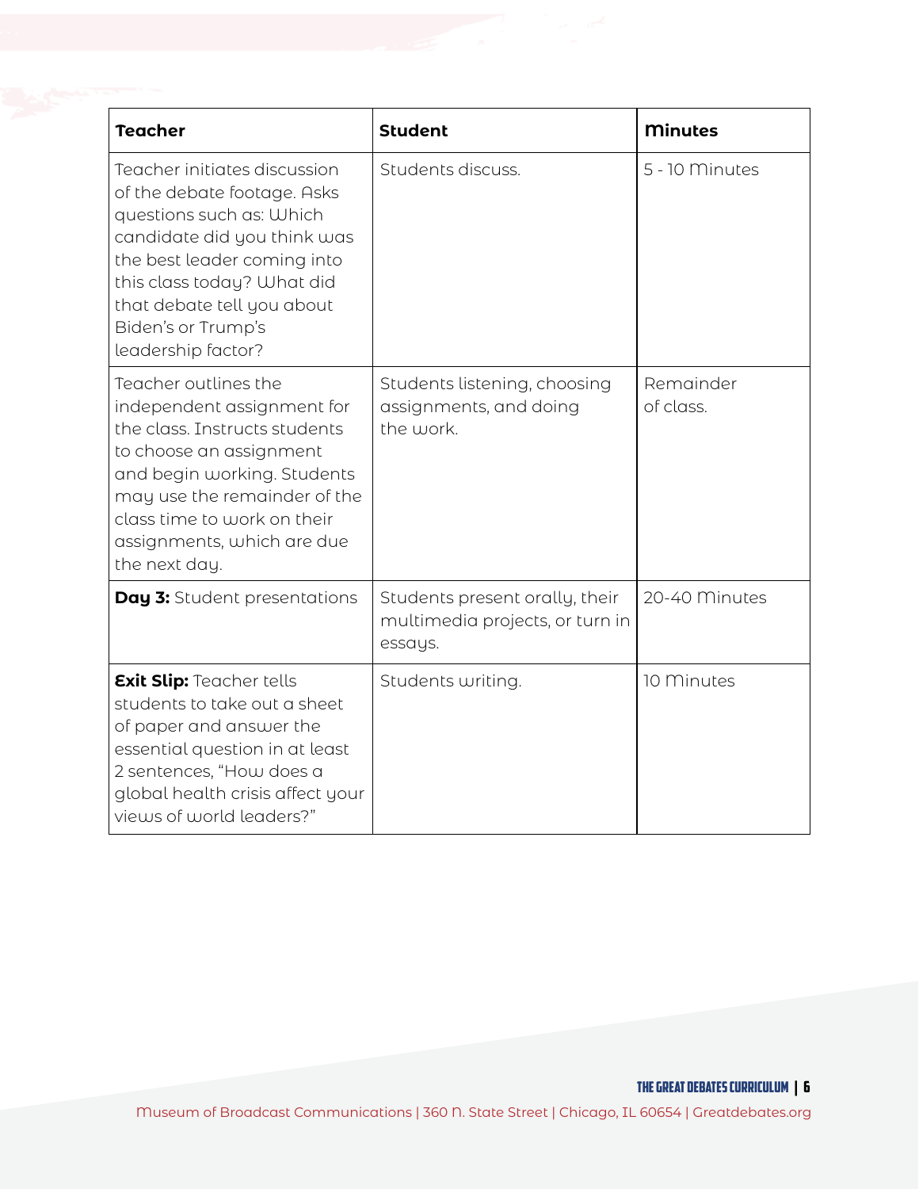| Teacher | Student | Minutes |
| --- | --- | --- |
| Teacher initiates discussion of the debate footage. Asks questions such as: Which candidate did you think was the best leader coming into this class today? What did that debate tell you about Biden's or Trump's leadership factor? | Students discuss. | 5 - 10 Minutes |
| Teacher outlines the independent assignment for the class. Instructs students to choose an assignment and begin working. Students may use the remainder of the class time to work on their assignments, which are due the next day. | Students listening, choosing assignments, and doing the work. | Remainder of class. |
| **Day 3:** Student presentations | Students present orally, their multimedia projects, or turn in essays. | 20-40 Minutes |
| **Exit Slip:** Teacher tells students to take out a sheet of paper and answer the essential question in at least 2 sentences, "How does a global health crisis affect your views of world leaders?" | Students writing. | 10 Minutes |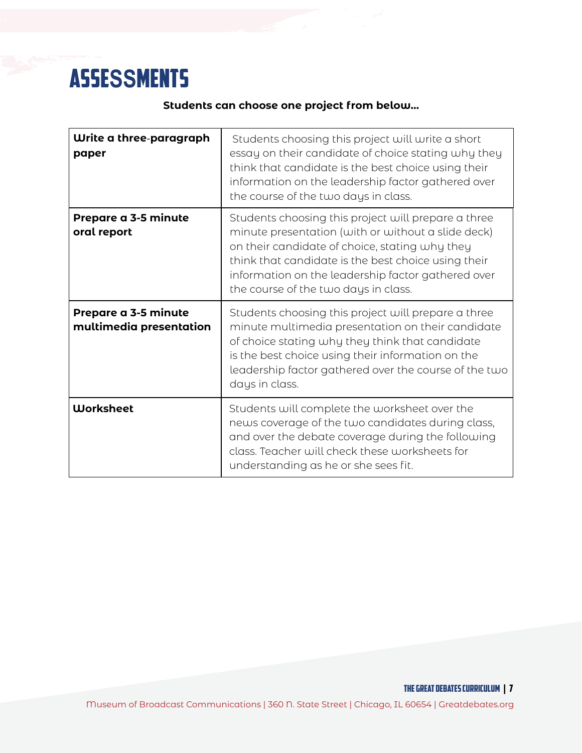# Assessments

**Students can choose one project from below...**

| | |
|---|---|
| **Write a three-paragraph paper** | Students choosing this project will write a short essay on their candidate of choice stating why they think that candidate is the best choice using their information on the leadership factor gathered over the course of the two days in class. |
| **Prepare a 3-5 minute oral report** | Students choosing this project will prepare a three minute presentation (with or without a slide deck) on their candidate of choice, stating why they think that candidate is the best choice using their information on the leadership factor gathered over the course of the two days in class. |
| **Prepare a 3-5 minute multimedia presentation** | Students choosing this project will prepare a three minute multimedia presentation on their candidate of choice stating why they think that candidate is the best choice using their information on the leadership factor gathered over the course of the two days in class. |
| **Worksheet** | Students will complete the worksheet over the news coverage of the two candidates during class, and over the debate coverage during the following class. Teacher will check these worksheets for understanding as he or she sees fit. |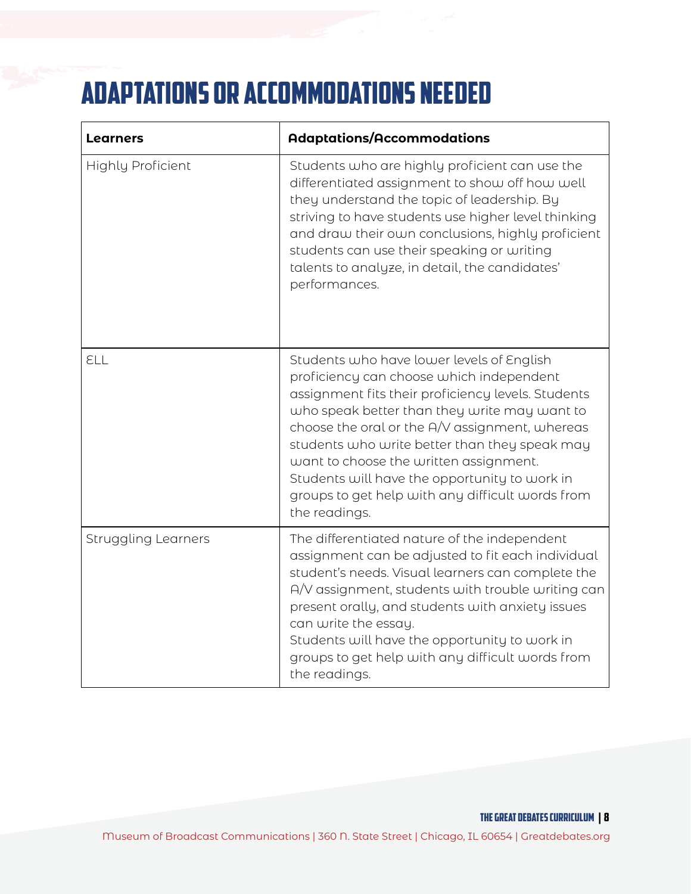# Adaptations or Accommodations Needed

| Learners | Adaptations/Accommodations |
|---|---|
| Highly Proficient | Students who are highly proficient can use the differentiated assignment to show off how well they understand the topic of leadership. By striving to have students use higher level thinking and draw their own conclusions, highly proficient students can use their speaking or writing talents to analyze, in detail, the candidates' performances. |
| ELL | Students who have lower levels of English proficiency can choose which independent assignment fits their proficiency levels. Students who speak better than they write may want to choose the oral or the A/V assignment, whereas students who write better than they speak may want to choose the written assignment.<br>Students will have the opportunity to work in groups to get help with any difficult words from the readings. |
| Struggling Learners | The differentiated nature of the independent assignment can be adjusted to fit each individual student's needs. Visual learners can complete the A/V assignment, students with trouble writing can present orally, and students with anxiety issues can write the essay.<br>Students will have the opportunity to work in groups to get help with any difficult words from the readings. |

Museum of Broadcast Communications | 360 N. State Street | Chicago, IL 60654 | Greatdebates.org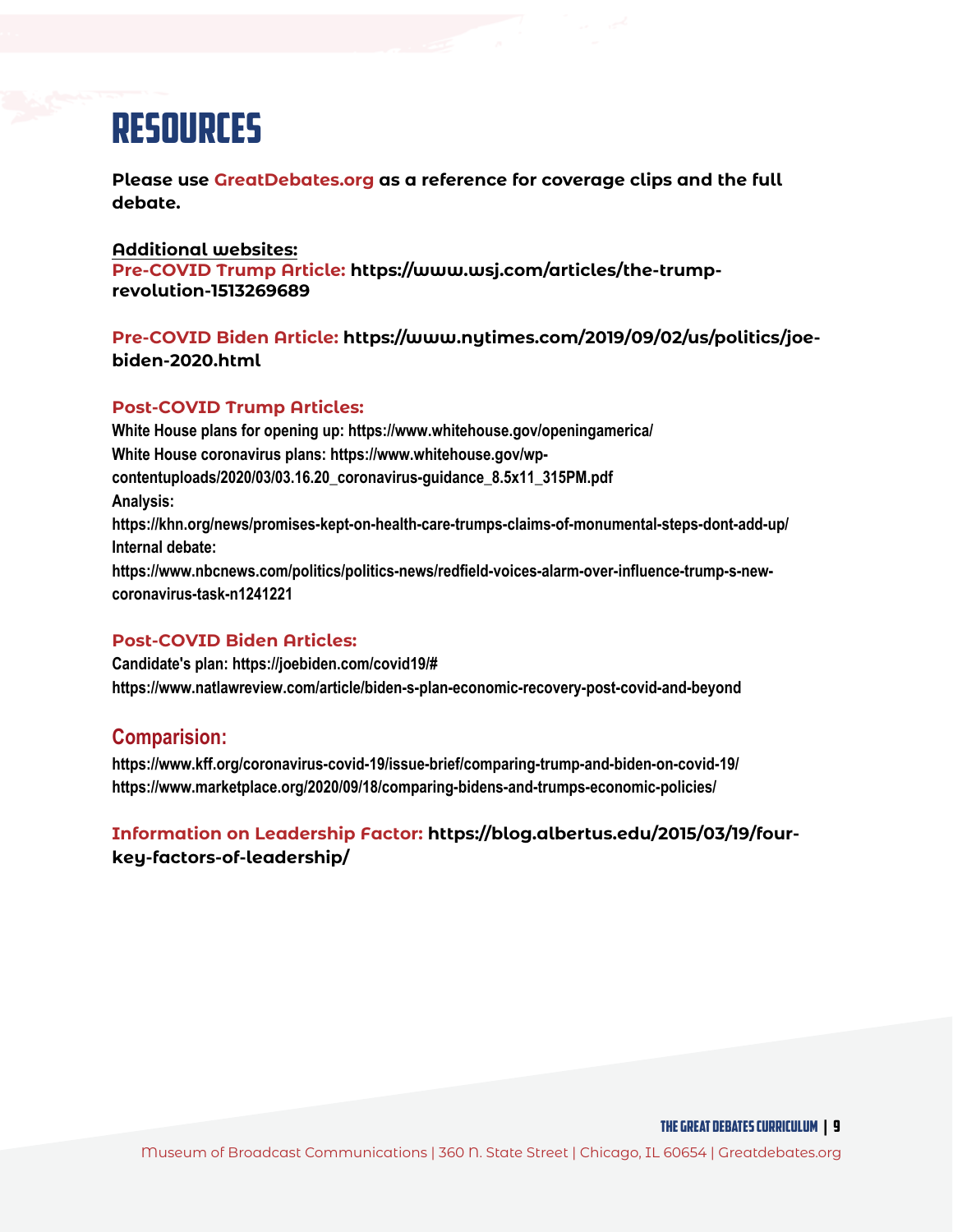# RESOURCES

**Please use GreatDebates.org as a reference for coverage clips and the full debate.**

**Additional websites:**

**Pre-COVID Trump Article: https://www.wsj.com/articles/the-trump-revolution-1513269689**

**Pre-COVID Biden Article: https://www.nytimes.com/2019/09/02/us/politics/joe-biden-2020.html**

**Post-COVID Trump Articles:**

**White House plans for opening up: https://www.whitehouse.gov/openingamerica/**

**White House coronavirus plans: https://www.whitehouse.gov/wp-contentuploads/2020/03/03.16.20_coronavirus-guidance_8.5x11_315PM.pdf**

**Analysis:**

**https://khn.org/news/promises-kept-on-health-care-trumps-claims-of-monumental-steps-dont-add-up/**

**Internal debate:**

**https://www.nbcnews.com/politics/politics-news/redfield-voices-alarm-over-influence-trump-s-new-coronavirus-task-n1241221**

**Post-COVID Biden Articles:**

**Candidate's plan: https://joebiden.com/covid19/#**

**https://www.natlawreview.com/article/biden-s-plan-economic-recovery-post-covid-and-beyond**

## Comparision:

**https://www.kff.org/coronavirus-covid-19/issue-brief/comparing-trump-and-biden-on-covid-19/**

**https://www.marketplace.org/2020/09/18/comparing-bidens-and-trumps-economic-policies/**

**Information on Leadership Factor: https://blog.albertus.edu/2015/03/19/four-key-factors-of-leadership/**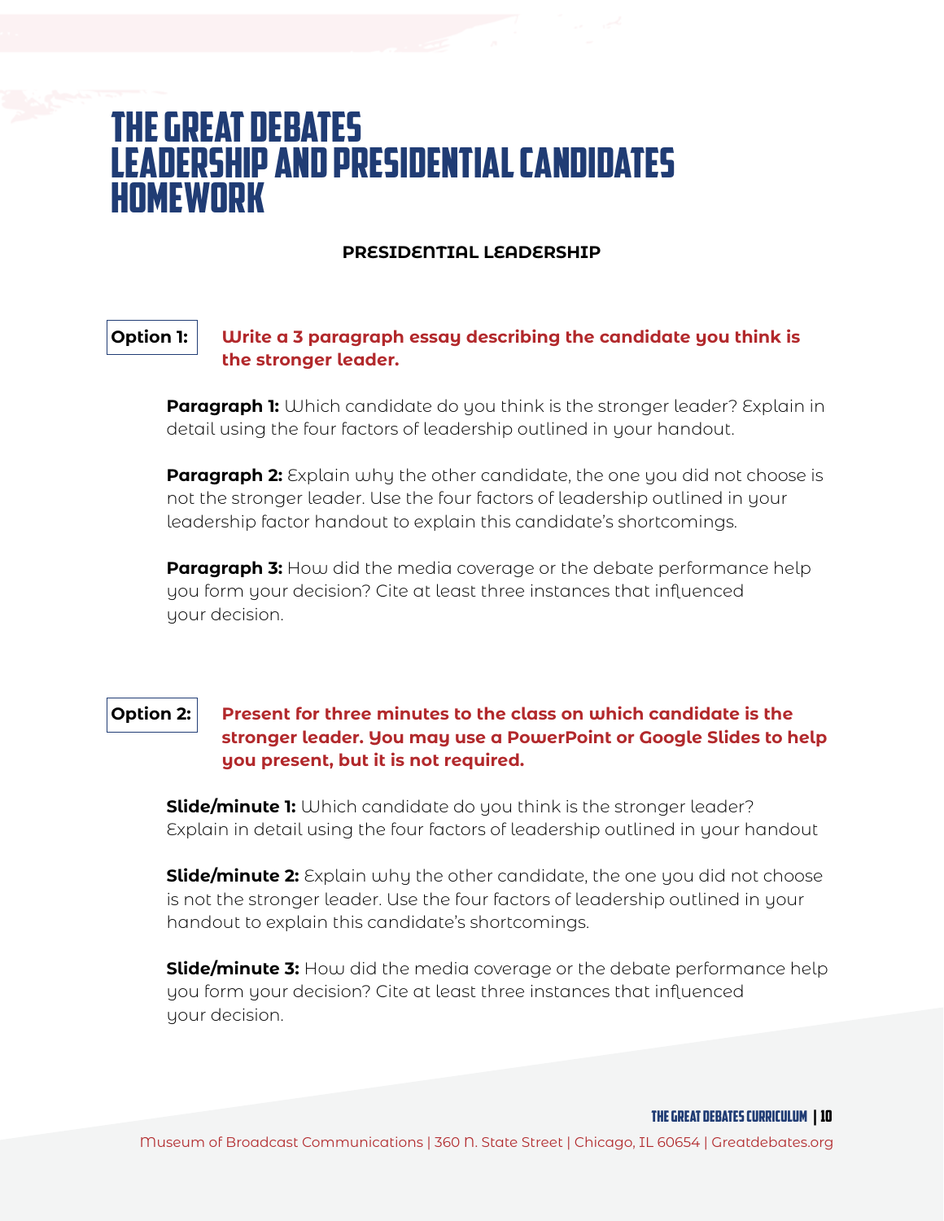# THE GREAT DEBATES LEADERSHIP AND PRESIDENTIAL CANDIDATES HOMEWORK

## PRESIDENTIAL LEADERSHIP

**Option 1:** **Write a 3 paragraph essay describing the candidate you think is the stronger leader.**

**Paragraph 1:** Which candidate do you think is the stronger leader? Explain in detail using the four factors of leadership outlined in your handout.

**Paragraph 2:** Explain why the other candidate, the one you did not choose is not the stronger leader. Use the four factors of leadership outlined in your leadership factor handout to explain this candidate's shortcomings.

**Paragraph 3:** How did the media coverage or the debate performance help you form your decision? Cite at least three instances that influenced your decision.

**Option 2:** **Present for three minutes to the class on which candidate is the stronger leader. You may use a PowerPoint or Google Slides to help you present, but it is not required.**

**Slide/minute 1:** Which candidate do you think is the stronger leader? Explain in detail using the four factors of leadership outlined in your handout

**Slide/minute 2:** Explain why the other candidate, the one you did not choose is not the stronger leader. Use the four factors of leadership outlined in your handout to explain this candidate's shortcomings.

**Slide/minute 3:** How did the media coverage or the debate performance help you form your decision? Cite at least three instances that influenced your decision.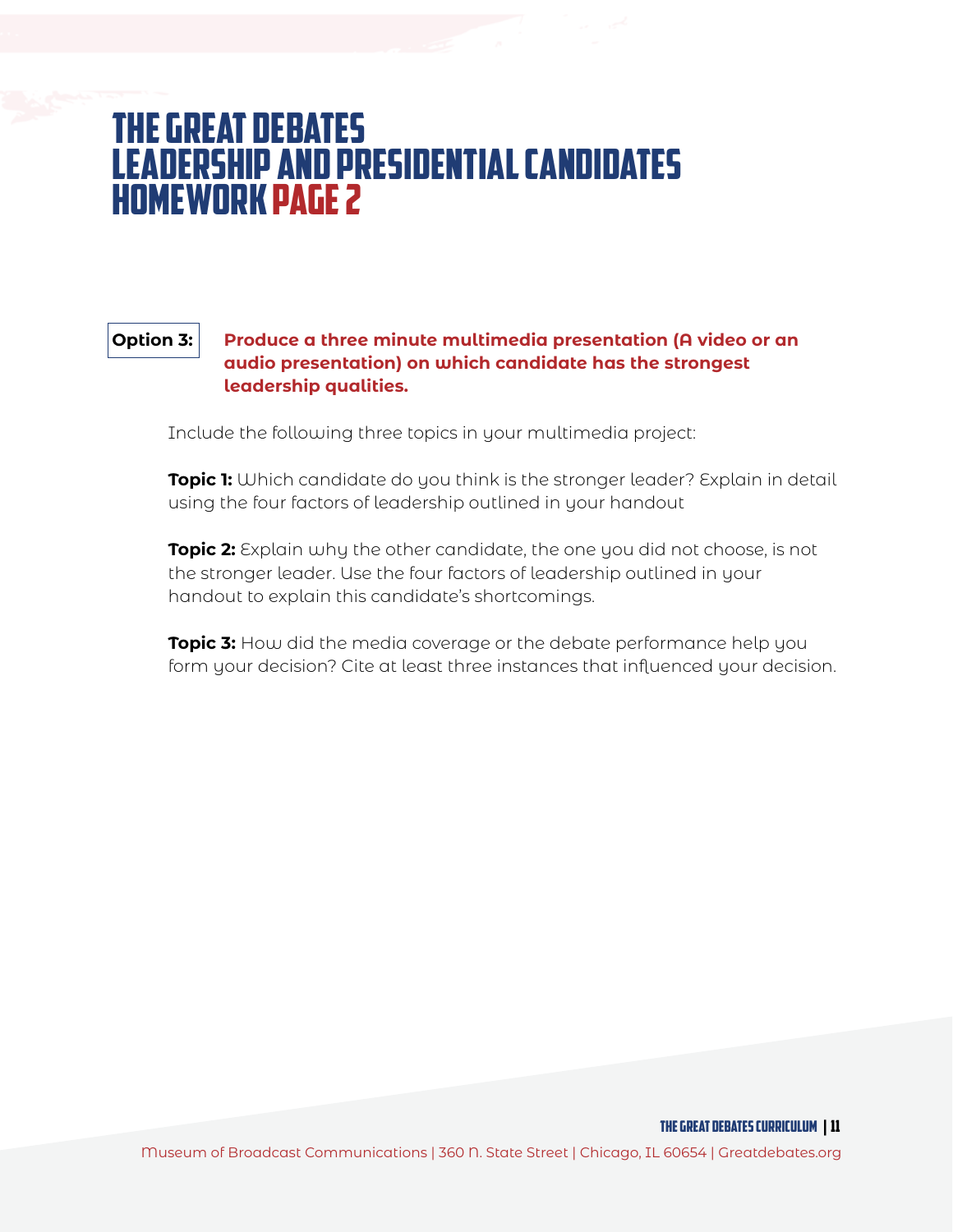# The Great Debates Leadership and Presidential Candidates Homework Page 2

**Option 3:** **Produce a three minute multimedia presentation (A video or an audio presentation) on which candidate has the strongest leadership qualities.**

Include the following three topics in your multimedia project:

**Topic 1:** Which candidate do you think is the stronger leader? Explain in detail using the four factors of leadership outlined in your handout

**Topic 2:** Explain why the other candidate, the one you did not choose, is not the stronger leader. Use the four factors of leadership outlined in your handout to explain this candidate's shortcomings.

**Topic 3:** How did the media coverage or the debate performance help you form your decision? Cite at least three instances that influenced your decision.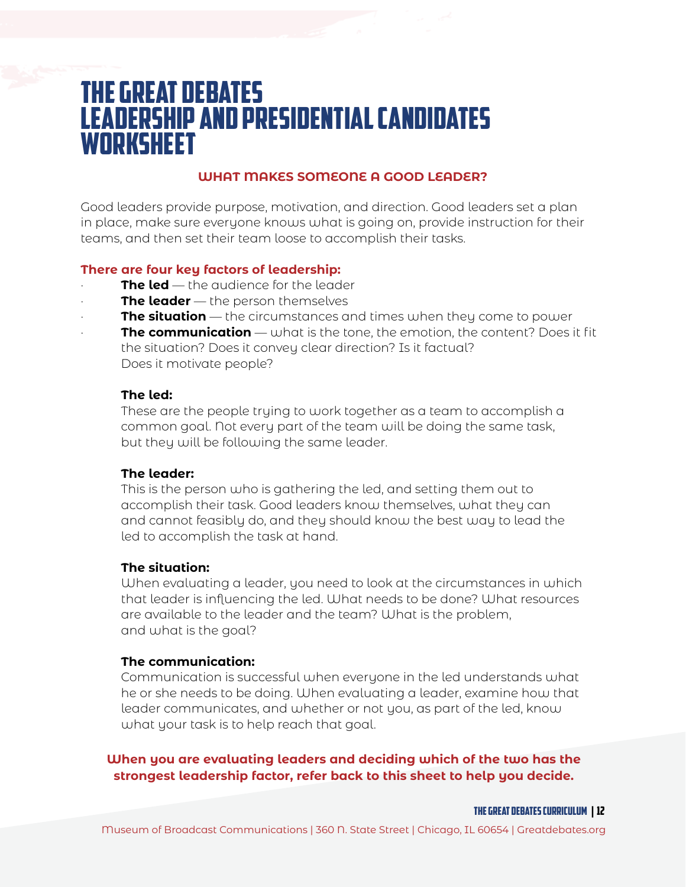# THE GREAT DEBATES LEADERSHIP AND PRESIDENTIAL CANDIDATES WORKSHEET

### WHAT MAKES SOMEONE A GOOD LEADER?

Good leaders provide purpose, motivation, and direction. Good leaders set a plan in place, make sure everyone knows what is going on, provide instruction for their teams, and then set their team loose to accomplish their tasks.

**There are four key factors of leadership:**

- **The led** — the audience for the leader
- **The leader** — the person themselves
- **The situation** — the circumstances and times when they come to power
- **The communication** — what is the tone, the emotion, the content? Does it fit the situation? Does it convey clear direction? Is it factual? Does it motivate people?

**The led:**
These are the people trying to work together as a team to accomplish a common goal. Not every part of the team will be doing the same task, but they will be following the same leader.

**The leader:**
This is the person who is gathering the led, and setting them out to accomplish their task. Good leaders know themselves, what they can and cannot feasibly do, and they should know the best way to lead the led to accomplish the task at hand.

**The situation:**
When evaluating a leader, you need to look at the circumstances in which that leader is influencing the led. What needs to be done? What resources are available to the leader and the team? What is the problem, and what is the goal?

**The communication:**
Communication is successful when everyone in the led understands what he or she needs to be doing. When evaluating a leader, examine how that leader communicates, and whether or not you, as part of the led, know what your task is to help reach that goal.

**When you are evaluating leaders and deciding which of the two has the strongest leadership factor, refer back to this sheet to help you decide.**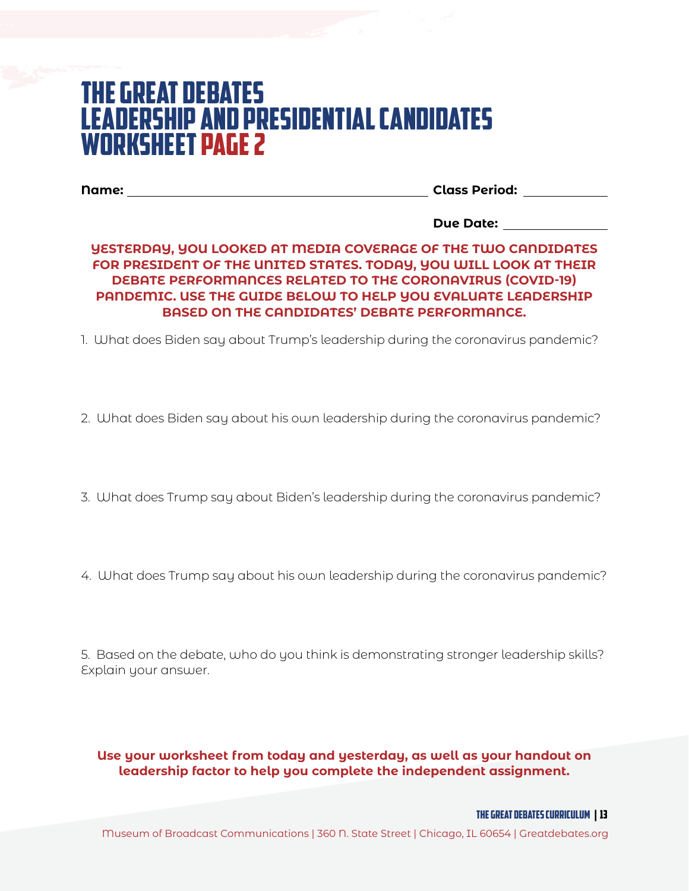# The Great Debates Leadership and Presidential Candidates Worksheet Page 2

**Name:** ____________________ **Class Period:** __________

**Due Date:** __________

**YESTERDAY, YOU LOOKED AT MEDIA COVERAGE OF THE TWO CANDIDATES FOR PRESIDENT OF THE UNITED STATES. TODAY, YOU WILL LOOK AT THEIR DEBATE PERFORMANCES RELATED TO THE CORONAVIRUS (COVID-19) PANDEMIC. USE THE GUIDE BELOW TO HELP YOU EVALUATE LEADERSHIP BASED ON THE CANDIDATES' DEBATE PERFORMANCE.**

1. What does Biden say about Trump's leadership during the coronavirus pandemic?

2. What does Biden say about his own leadership during the coronavirus pandemic?

3. What does Trump say about Biden's leadership during the coronavirus pandemic?

4. What does Trump say about his own leadership during the coronavirus pandemic?

5. Based on the debate, who do you think is demonstrating stronger leadership skills? Explain your answer.

**Use your worksheet from today and yesterday, as well as your handout on leadership factor to help you complete the independent assignment.**

Museum of Broadcast Communications | 360 N. State Street | Chicago, IL 60654 | Greatdebates.org